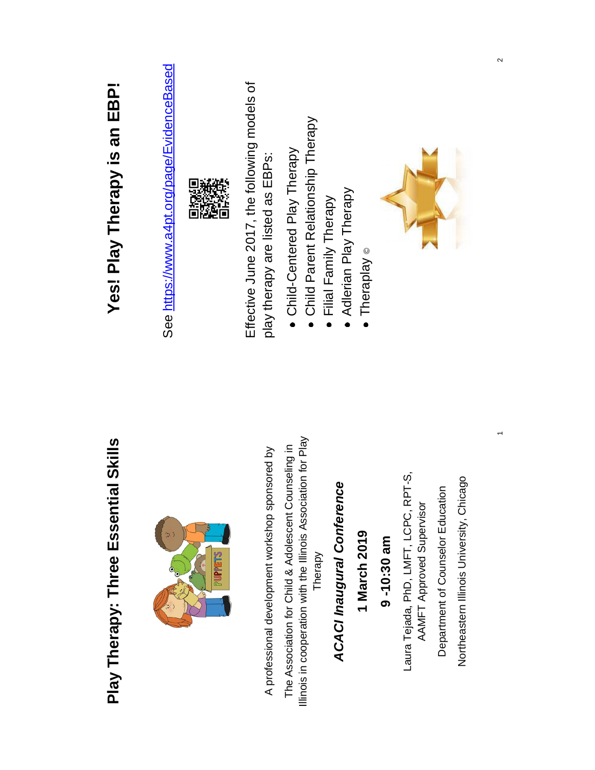# Play Therapy: Three Essential Skills

A professional development workshop sponsored by

The Association for Child & Adolescent Counseling in Illinois in cooperation with the Illinois Association for Play Therapy

***ACACI Inaugural Conference***

**1 March 2019**

**9 -10:30 am**

Laura Tejada, PhD, LMFT, LCPC, RPT-S, AAMFT Approved Supervisor

Department of Counselor Education

Northeastern Illinois University, Chicago

# Yes! Play Therapy is an EBP!

See https://www.a4pt.org/page/EvidenceBased

Effective June 2017, the following models of play therapy are listed as EBPs:

- Child-Centered Play Therapy
- Child Parent Relationship Therapy
- Filial Family Therapy
- Adlerian Play Therapy
- Theraplay ©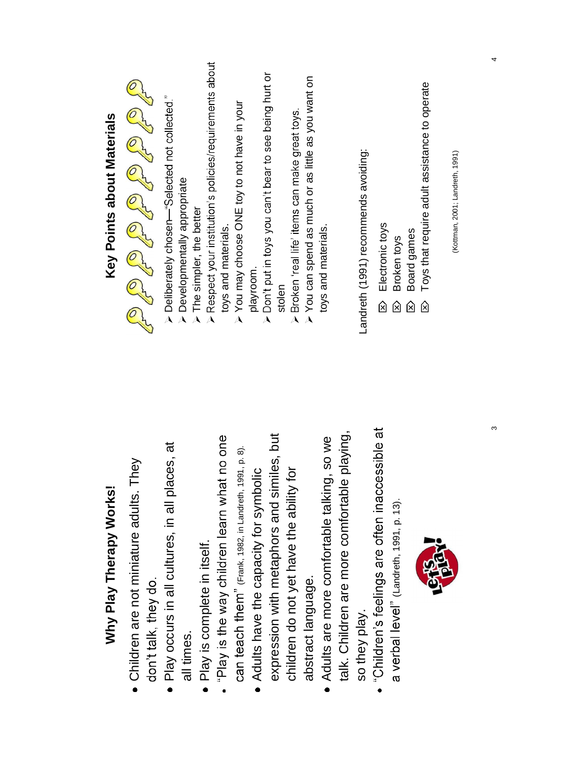## Why Play Therapy Works!

- Children are not miniature adults. They don't talk, they do.
- Play occurs in all cultures, in all places, at all times.
- Play is complete in itself.
- "Play is the way children learn what no one can teach them" (Frank, 1982, in Landreth, 1991, p. 8).
- Adults have the capacity for symbolic expression with metaphors and similes, but children do not yet have the ability for abstract language.
- Adults are more comfortable talking, so we talk. Children are more comfortable playing, so they play.
- "Children's feelings are often inaccessible at a verbal level" (Landreth, 1991, p. 13).

## Key Points about Materials

- Deliberately chosen—"Selected not collected."
- Developmentally appropriate
- The simpler, the better
- Respect your institution's policies/requirements about toys and materials.
- You may choose ONE toy to not have in your playroom.
- Don't put in toys you can't bear to see being hurt or stolen
- Broken 'real life' items can make great toys.
- You can spend as much or as little as you want on toys and materials.

Landreth (1991) recommends avoiding:

- ☒ Electronic toys
- ☒ Broken toys
- ☒ Board games
- ☒ Toys that require adult assistance to operate

(Kottman, 2001; Landreth, 1991)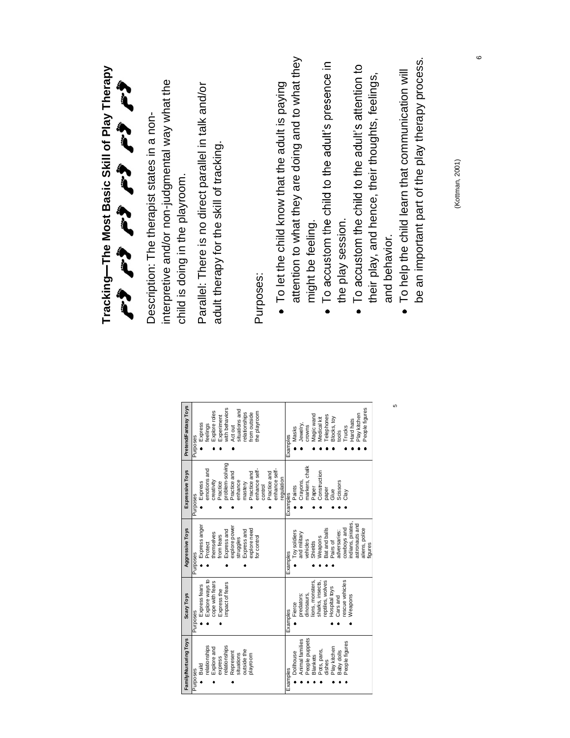| Family/Nurturing Toys | Scary Toys | Aggressive Toys | Expressive Toys | Pretend/Fantasy Toys |
|---|---|---|---|---|
| Purposes<br>• Build relationships<br>• Explore and express relationships<br>• Represent situations outside the playroom | Purposes<br>• Express fears<br>• Explore ways to cope with fears<br>• Express the impact of fears | Purposes<br>• Express anger<br>• Protect themselves from fears<br>• Express and explore power struggles<br>• Explore and explore need for control | Purposes<br>• Express emotions and creativity<br>• Practice problem-solving<br>• Practice and enhance mastery<br>• Practice and enhance self-control<br>• Practice and enhance self-regulation | Purposes<br>• Express feelings<br>• Explore roles<br>• Experiment with behaviors<br>• Act out situations and relationships from outside the playroom |
| Examples<br>• Dollhouse<br>• Animal families<br>• People puppets<br>• Blankets<br>• Pots, pans, dishes<br>• Play kitchen<br>• Baby dolls<br>• People figures | Examples<br>• Fierce predators: dinosaurs, lions, monsters, sharks, insects, reptiles, wolves<br>• Hospital toys<br>• Cars and rescue vehicles<br>• Weapons | Examples<br>• Toy soldiers and military vehicles<br>• Shields<br>• Weapons<br>• Bat and balls<br>• Pairs of adversaries: cowboys and indians, pirates, astronauts and aliens, police figures | Examples<br>• Paints<br>• Crayons, markers, chalk<br>• Paper<br>• Construction paper<br>• Glue<br>• Scissors<br>• Clay | Examples<br>• Masks<br>• Jewelry, crowns<br>• Magic wand<br>• Medical kit<br>• Telephones<br>• Blocks, toy tools<br>• Trucks<br>• Hard hats<br>• Play kitchen<br>• People figures |

# Tracking—The Most Basic Skill of Play Therapy

Description: The therapist states in a non-interpretive and/or non-judgmental way what the child is doing in the playroom.

Parallel: There is no direct parallel in talk and/or adult therapy for the skill of tracking.

Purposes:

- To let the child know that the adult is paying attention to what they are doing and to what they might be feeling.
- To accustom the child to the adult's presence in the play session.
- To accustom the child to the adult's attention to their play, and hence, their thoughts, feelings, and behavior.
- To help the child learn that communication will be an important part of the play therapy process.

(Kottman, 2001)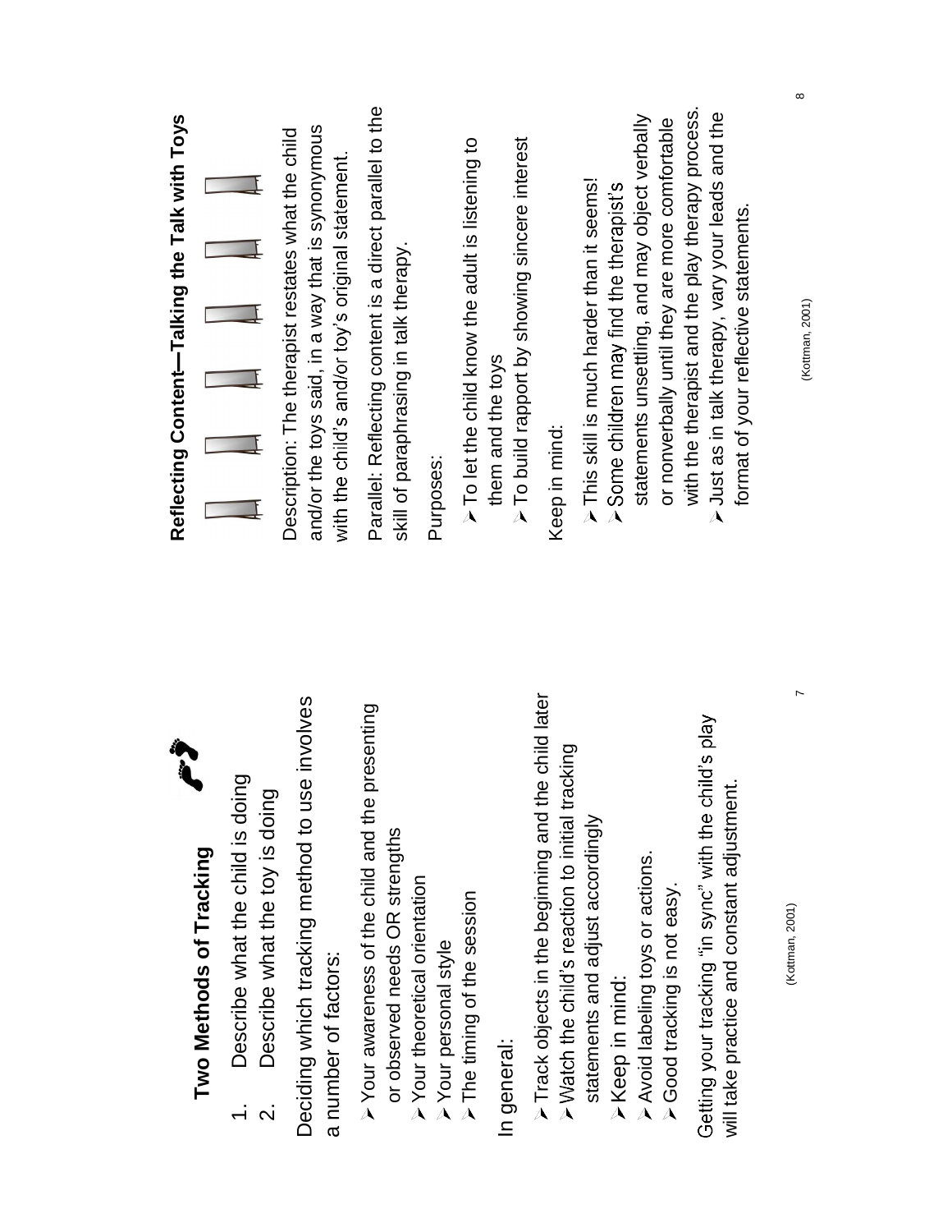## Two Methods of Tracking

1. Describe what the child is doing
2. Describe what the toy is doing

Deciding which tracking method to use involves a number of factors:

- Your awareness of the child and the presenting or observed needs OR strengths
- Your theoretical orientation
- Your personal style
- The timing of the session

In general:

- Track objects in the beginning and the child later
- Watch the child's reaction to initial tracking statements and adjust accordingly
- Keep in mind:
- Avoid labeling toys or actions.
- Good tracking is not easy.

Getting your tracking "in sync" with the child's play will take practice and constant adjustment.

(Kottman, 2001)

## Reflecting Content—Talking the Talk with Toys

Description: The therapist restates what the child and/or the toys said, in a way that is synonymous with the child's and/or toy's original statement.

Parallel: Reflecting content is a direct parallel to the skill of paraphrasing in talk therapy.

Purposes:

- To let the child know the adult is listening to them and the toys
- To build rapport by showing sincere interest

Keep in mind:

- This skill is much harder than it seems!
- Some children may find the therapist's statements unsettling, and may object verbally or nonverbally until they are more comfortable with the therapist and the play therapy process.
- Just as in talk therapy, vary your leads and the format of your reflective statements.

(Kottman, 2001)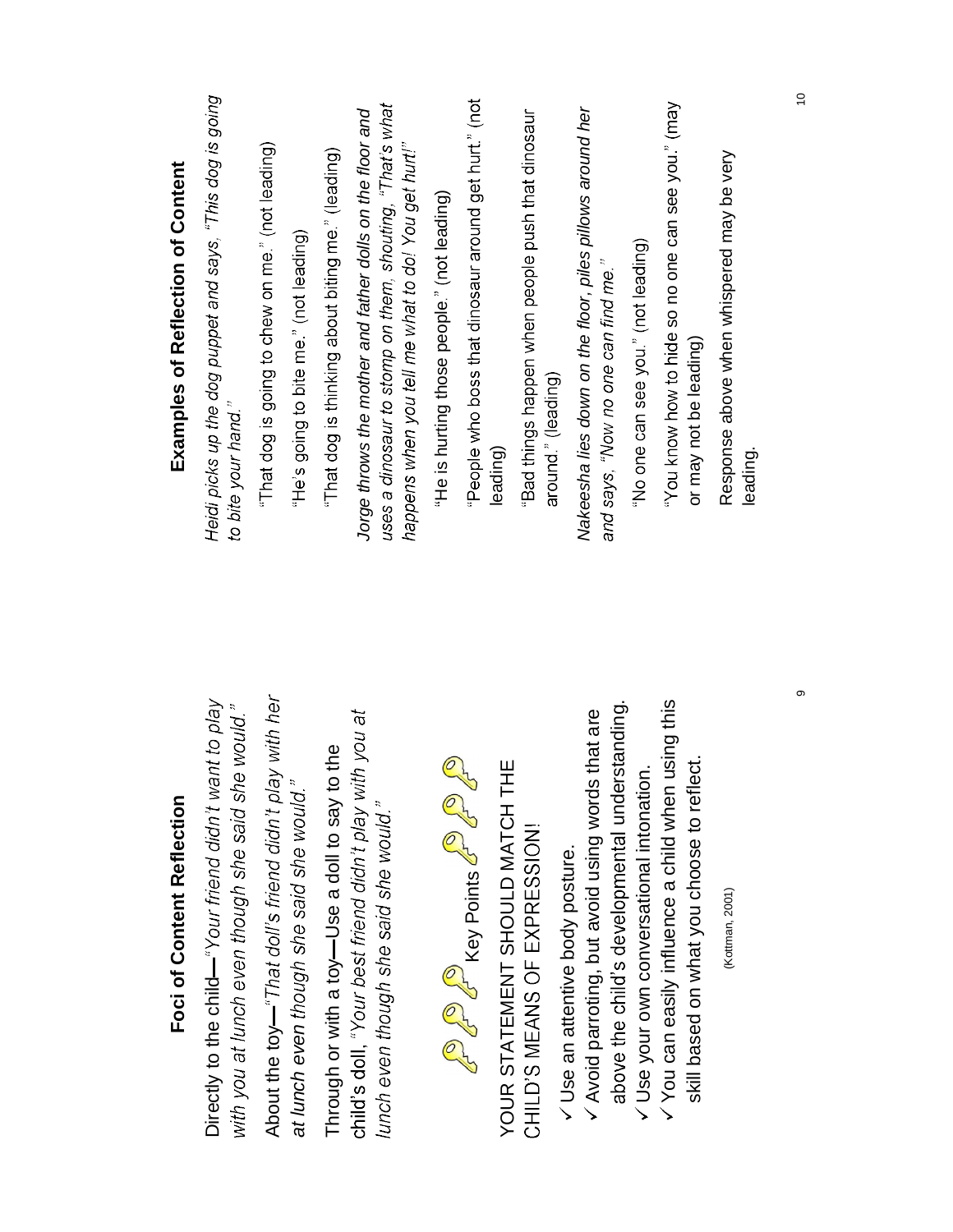## Foci of Content Reflection

Directly to the child—*"Your friend didn't want to play with you at lunch even though she said she would."*

About the toy—*"That doll's friend didn't play with her at lunch even though she said she would."*

Through or with a toy—Use a doll to say to the child's doll, *"Your best friend didn't play with you at lunch even though she said she would."*

Key Points

YOUR STATEMENT SHOULD MATCH THE CHILD'S MEANS OF EXPRESSION!

- ✓ Use an attentive body posture.
- ✓ Avoid parroting, but avoid using words that are above the child's developmental understanding.
- ✓ Use your own conversational intonation.
- ✓ You can easily influence a child when using this skill based on what you choose to reflect.

(Kottman, 2001)

## Examples of Reflection of Content

*Heidi picks up the dog puppet and says, "This dog is going to bite your hand."*

"That dog is going to chew on me." (not leading)

"He's going to bite me." (not leading)

"That dog is thinking about biting me." (leading)

*Jorge throws the mother and father dolls on the floor and uses a dinosaur to stomp on them, shouting, "That's what happens when you tell me what to do! You get hurt!"*

"He is hurting those people." (not leading)

"People who boss that dinosaur around get hurt." (not leading)

"Bad things happen when people push that dinosaur around." (leading)

*Nakeesha lies down on the floor, piles pillows around her and says, "Now no one can find me."*

"No one can see you." (not leading)

"You know how to hide so no one can see you." (may or may not be leading)

Response above when whispered may be very leading.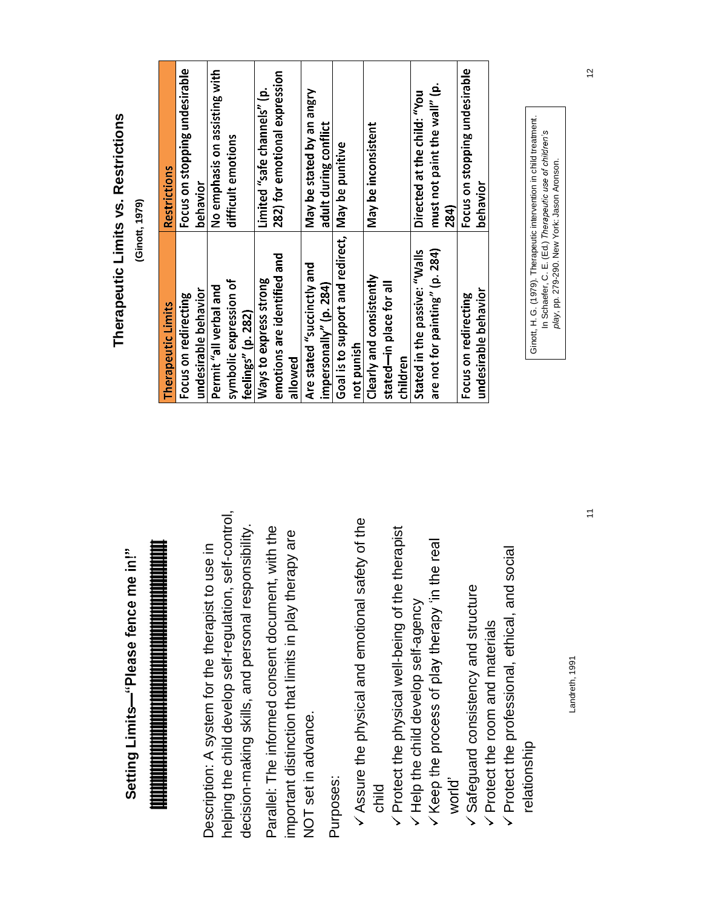## Setting Limits—"Please fence me in!"

Description: A system for the therapist to use in helping the child develop self-regulation, self-control, decision-making skills, and personal responsibility.

Parallel: The informed consent document, with the important distinction that limits in play therapy are NOT set in advance.

Purposes:

- ✓ Assure the physical and emotional safety of the child
- ✓ Protect the physical well-being of the therapist
- ✓ Help the child develop self-agency
- ✓ Keep the process of play therapy 'in the real world'
- ✓ Safeguard consistency and structure
- ✓ Protect the room and materials
- ✓ Protect the professional, ethical, and social relationship

Landreth, 1991

## Therapeutic Limits vs. Restrictions

(Ginott, 1979)

| Therapeutic Limits | Restrictions |
|---|---|
| Focus on redirecting undesirable behavior | Focus on stopping undesirable behavior |
| Permit "all verbal and symbolic expression of feelings" (p. 282) | No emphasis on assisting with difficult emotions |
| Ways to express strong emotions are identified and allowed | Limited "safe channels" (p. 282) for emotional expression |
| Are stated "succinctly and impersonally" (p. 284) | May be stated by an angry adult during conflict |
| Goal is to support and redirect, not punish | May be punitive |
| Clearly and consistently stated—in place for all children | May be inconsistent |
| Stated in the passive: "Walls are not for painting" (p. 284) | Directed at the child: "You must not paint the wall" (p. 284) |
| Focus on redirecting undesirable behavior | Focus on stopping undesirable behavior |

Ginott, H. G. (1979). Therapeutic intervention in child treatment. In Schaefer, C. E. (Ed.) *Therapeutic use of children's play*, pp. 279-290. New York: Jason Aronson.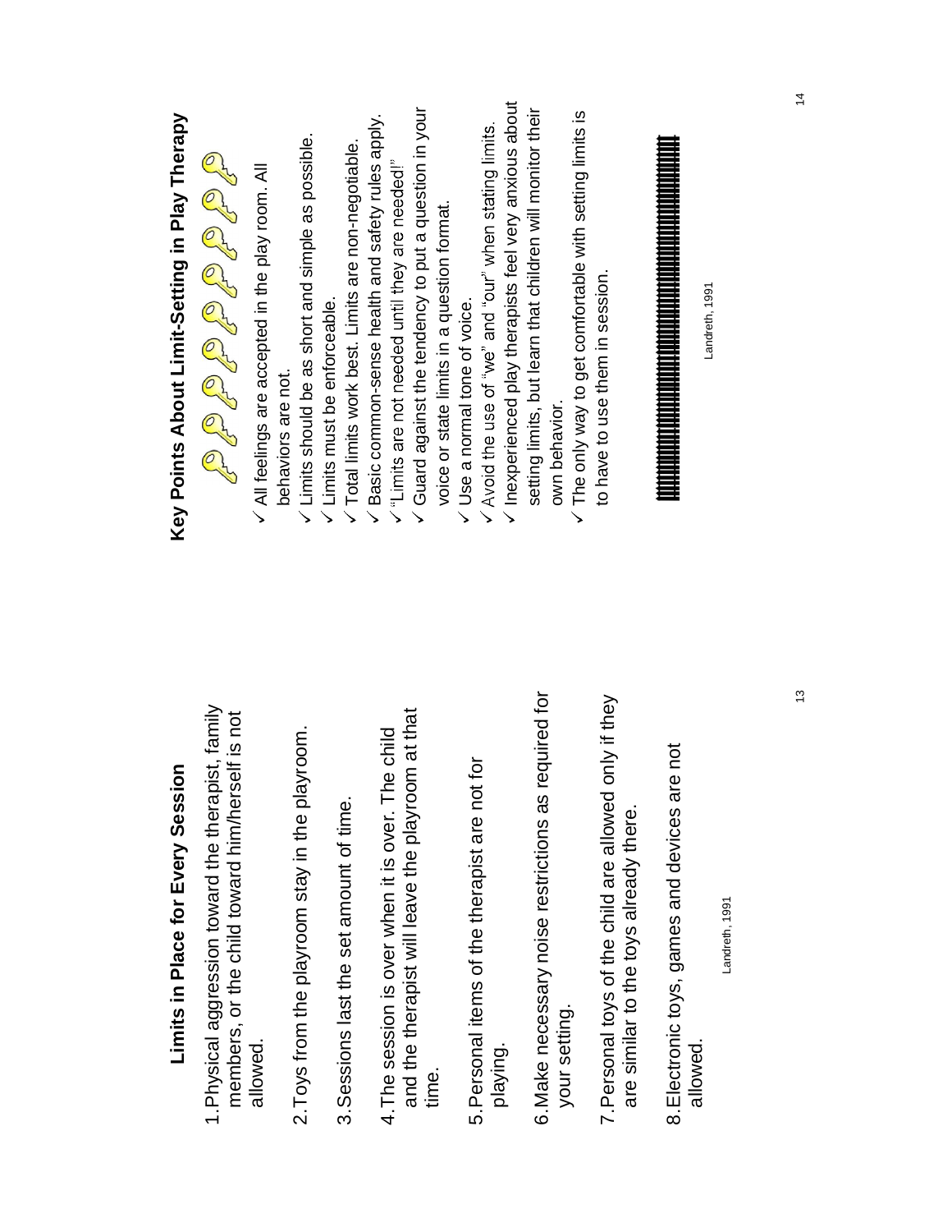## Limits in Place for Every Session

1. Physical aggression toward the therapist, family members, or the child toward him/herself is not allowed.
2. Toys from the playroom stay in the playroom.
3. Sessions last the set amount of time.
4. The session is over when it is over. The child and the therapist will leave the playroom at that time.
5. Personal items of the therapist are not for playing.
6. Make necessary noise restrictions as required for your setting.
7. Personal toys of the child are allowed only if they are similar to the toys already there.
8. Electronic toys, games and devices are not allowed.

Landreth, 1991

## Key Points About Limit-Setting in Play Therapy

- ✓ All feelings are accepted in the play room. All behaviors are not.
- ✓ Limits should be as short and simple as possible.
- ✓ Limits must be enforceable.
- ✓ Total limits work best. Limits are non-negotiable.
- ✓ Basic common-sense health and safety rules apply.
- ✓ "Limits are not needed until they are needed!"
- ✓ Guard against the tendency to put a question in your voice or state limits in a question format.
- ✓ Use a normal tone of voice.
- ✓ Avoid the use of "we" and "our" when stating limits.
- ✓ Inexperienced play therapists feel very anxious about setting limits, but learn that children will monitor their own behavior.
- ✓ The only way to get comfortable with setting limits is to have to use them in session.

Landreth, 1991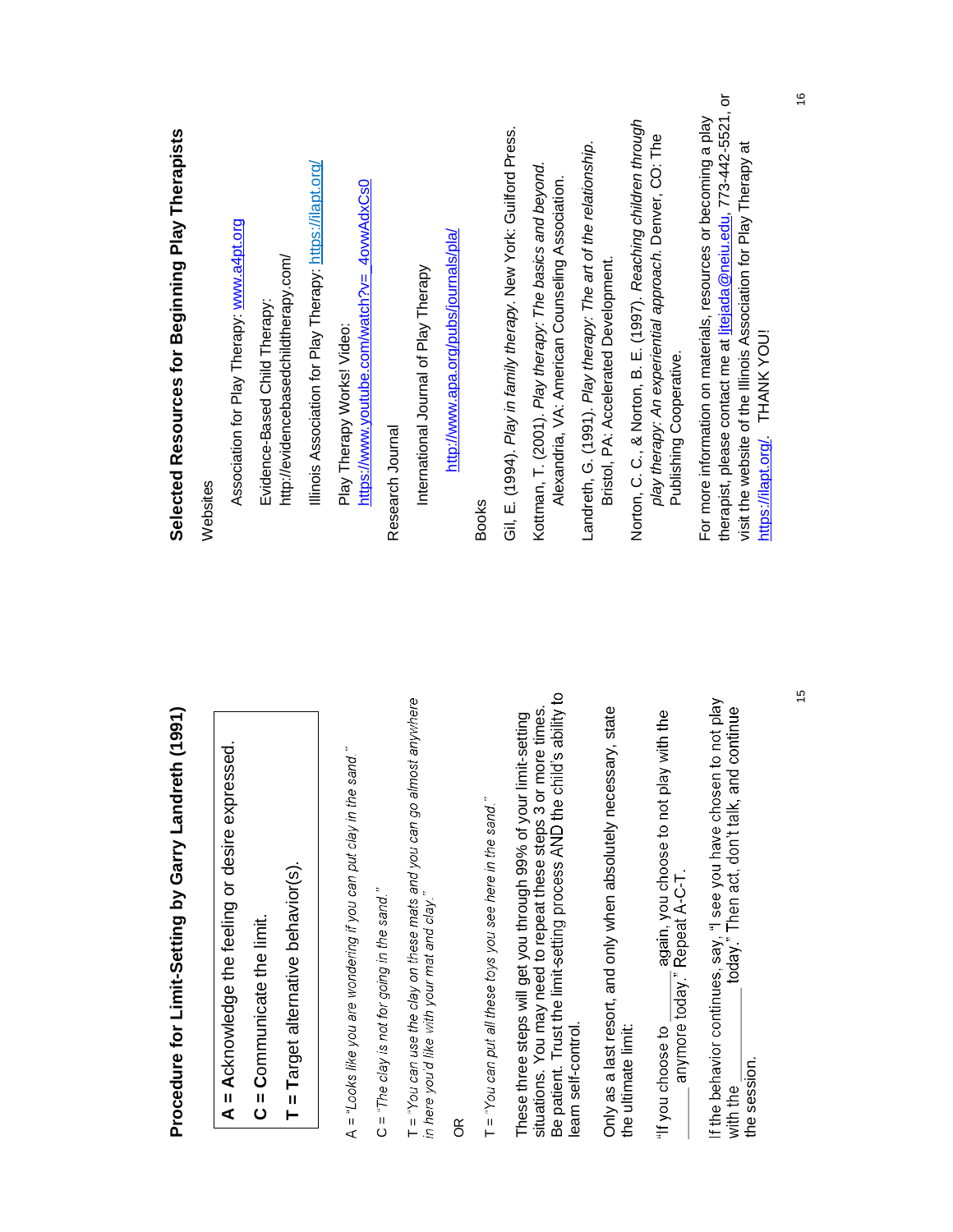# Procedure for Limit-Setting by Garry Landreth (1991)

**A = A**cknowledge the feeling or desire expressed.

**C = C**ommunicate the limit.

**T = T**arget alternative behavior(s).

A = *"Looks like you are wondering if you can put clay in the sand."*

C = *"The clay is not for going in the sand."*

T = *"You can use the clay on these mats and you can go almost anywhere in here you'd like with your mat and clay."*

OR

T = *"You can put all these toys you see here in the sand."*

These three steps will get you through 99% of your limit-setting situations. You may need to repeat these steps 3 or more times. Be patient. Trust the limit-setting process AND the child's ability to learn self-control.

Only as a last resort, and only when absolutely necessary, state the ultimate limit:

"If you choose to _______ again, you choose to not play with the _______ anymore today." Repeat A-C-T.

If the behavior continues, say, "I see you have chosen to not play with the _______ today." Then act, don't talk, and continue the session.

# Selected Resources for Beginning Play Therapists

Websites

Association for Play Therapy: www.a4pt.org

Evidence-Based Child Therapy: http://evidencebasedchildtherapy.com/

Illinois Association for Play Therapy: https://ilapt.org/

Play Therapy Works! Video: https://www.youtube.com/watch?v=_4owAdxCs0

Research Journal

International Journal of Play Therapy

http://www.apa.org/pubs/journals/pla/

Books

Gil, E. (1994). *Play in family therapy*. New York: Guilford Press.

Kottman, T. (2001). *Play therapy: The basics and beyond*. Alexandria, VA: American Counseling Association.

Landreth, G. (1991). *Play therapy: The art of the relationship*. Bristol, PA: Accelerated Development.

Norton, C. C., & Norton, B. E. (1997). *Reaching children through play therapy: An experiential approach*. Denver, CO: The Publishing Cooperative.

For more information on materials, resources or becoming a play therapist, please contact me at ljtejada@neiu.edu, 773-442-5521, or visit the website of the Illinois Association for Play Therapy at https://ilapt.org/. THANK YOU!